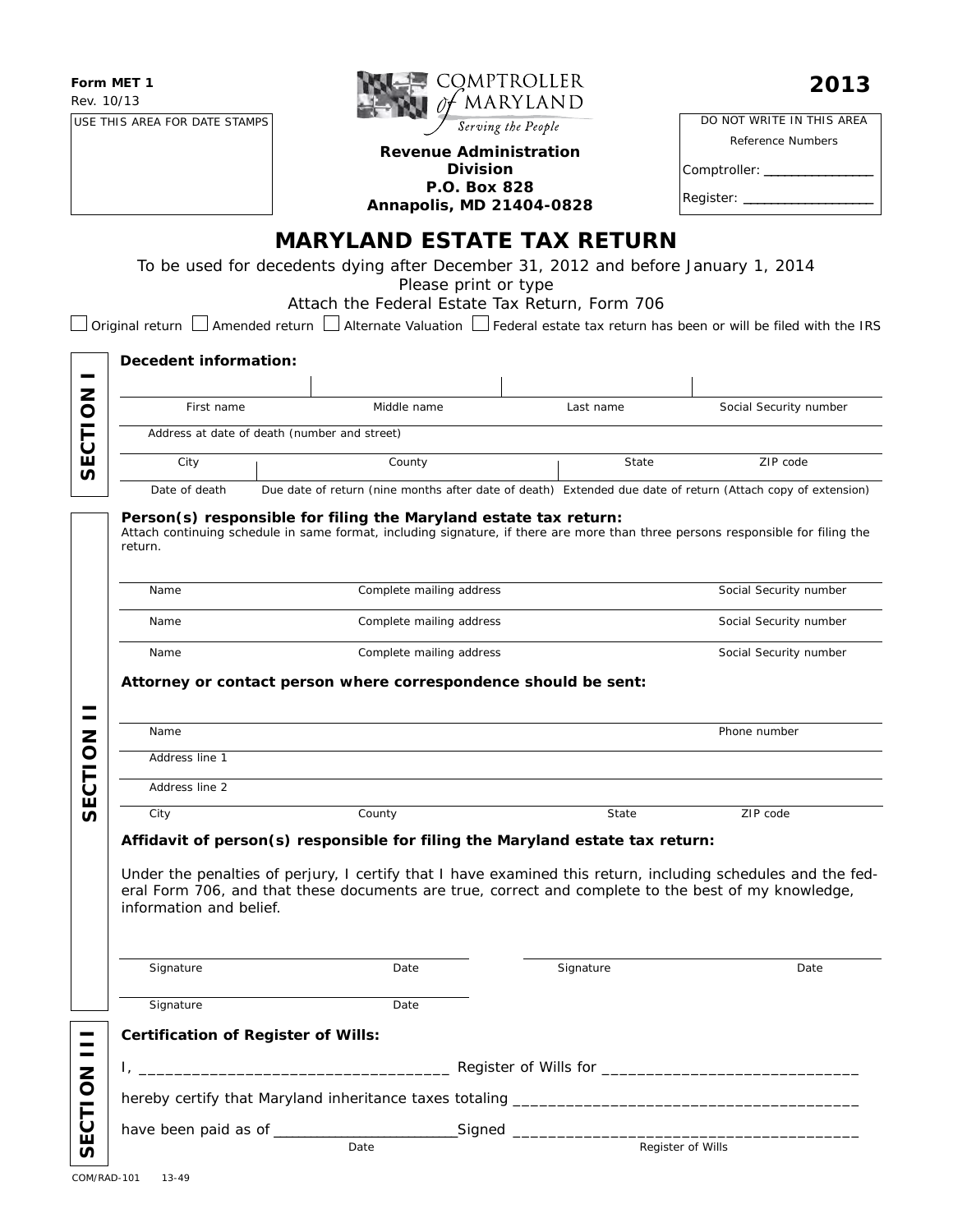Form MET 1
Rev. 10/13

USE THIS AREA FOR DATE STAMPS

COMPTROLLER of MARYLAND
*Serving the People*

**Revenue Administration Division**
**P.O. Box 828**
**Annapolis, MD 21404-0828**

**2013**

DO NOT WRITE IN THIS AREA
Reference Numbers
Comptroller: _______________
Register: _________________

# MARYLAND ESTATE TAX RETURN

To be used for decedents dying after December 31, 2012 and before January 1, 2014
Please print or type
Attach the Federal Estate Tax Return, Form 706

☐ Original return ☐ Amended return ☐ Alternate Valuation ☐ Federal estate tax return has been or will be filed with the IRS

## SECTION I

**Decedent information:**

| First name | Middle name | Last name | Social Security number |
|---|---|---|---|

Address at date of death (number and street)

| City | County | State | ZIP code |
|---|---|---|---|

| Date of death | Due date of return (nine months after date of death) | Extended due date of return (Attach copy of extension) |
|---|---|---|

## SECTION II

**Person(s) responsible for filing the Maryland estate tax return:**
Attach continuing schedule in same format, including signature, if there are more than three persons responsible for filing the return.

| Name | Complete mailing address | Social Security number |
|---|---|---|
| Name | Complete mailing address | Social Security number |
| Name | Complete mailing address | Social Security number |

**Attorney or contact person where correspondence should be sent:**

Name — Phone number

Address line 1

Address line 2

| City | County | State | ZIP code |
|---|---|---|---|

**Affidavit of person(s) responsible for filing the Maryland estate tax return:**

Under the penalties of perjury, I certify that I have examined this return, including schedules and the federal Form 706, and that these documents are true, correct and complete to the best of my knowledge, information and belief.

| Signature | Date | Signature | Date |
|---|---|---|---|
| Signature | Date | | |

## SECTION III

**Certification of Register of Wills:**

I, ________________________________ Register of Wills for ____________________________

hereby certify that Maryland inheritance taxes totaling ______________________________________

have been paid as of ______________________ Signed ____________________________________
Date — Register of Wills

COM/RAD-101 13-49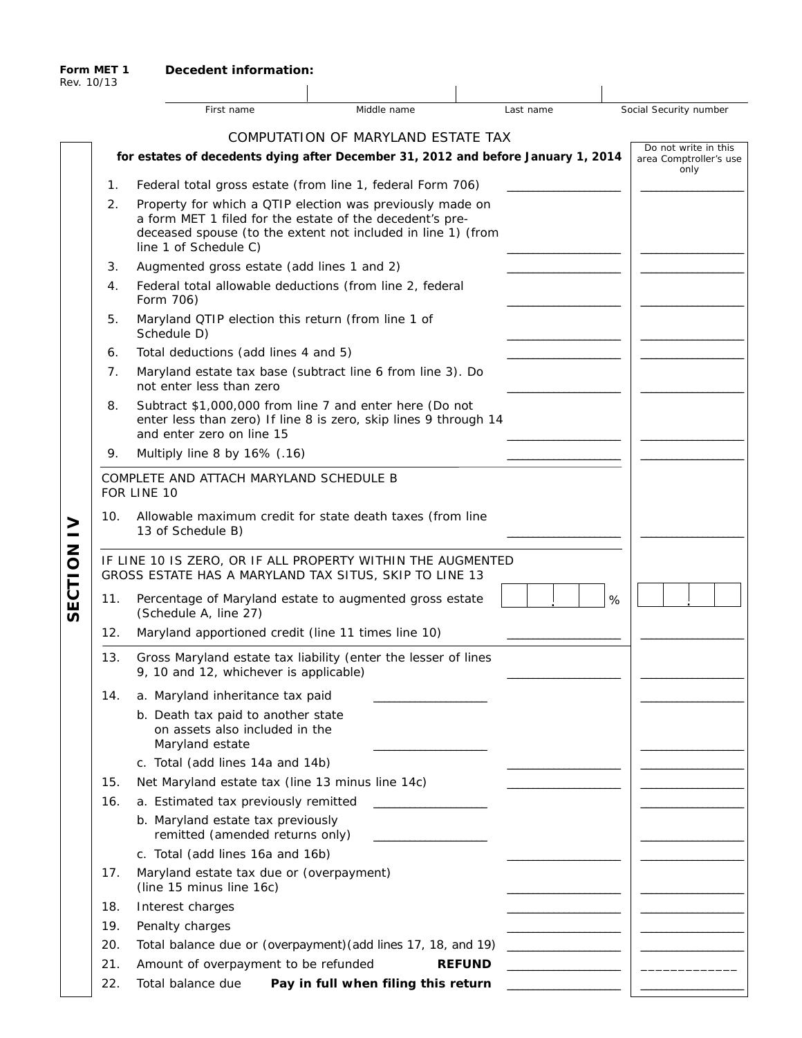**Form MET 1**
Rev. 10/13

**Decedent information:**

| First name | Middle name | Last name | Social Security number |
|---|---|---|---|
| | | | |

## SECTION IV

COMPUTATION OF MARYLAND ESTATE TAX

**for estates of decedents dying after December 31, 2012 and before January 1, 2014**

| | | | Do not write in this area Comptroller's use only |
|---|---|---|---|
| 1. | Federal total gross estate (from line 1, federal Form 706) | ________ | ________ |
| 2. | Property for which a QTIP election was previously made on a form MET 1 filed for the estate of the decedent's pre-deceased spouse (to the extent not included in line 1) (from line 1 of Schedule C) | ________ | ________ |
| 3. | Augmented gross estate (add lines 1 and 2) | ________ | ________ |
| 4. | Federal total allowable deductions (from line 2, federal Form 706) | ________ | ________ |
| 5. | Maryland QTIP election this return (from line 1 of Schedule D) | ________ | ________ |
| 6. | Total deductions (add lines 4 and 5) | ________ | ________ |
| 7. | Maryland estate tax base (subtract line 6 from line 3). Do not enter less than zero | ________ | ________ |
| 8. | Subtract $1,000,000 from line 7 and enter here (Do not enter less than zero) If line 8 is zero, skip lines 9 through 14 and enter zero on line 15 | ________ | ________ |
| 9. | Multiply line 8 by 16% (.16) | ________ | ________ |
| | COMPLETE AND ATTACH MARYLAND SCHEDULE B FOR LINE 10 | | |
| 10. | Allowable maximum credit for state death taxes (from line 13 of Schedule B) | ________ | ________ |
| | IF LINE 10 IS ZERO, OR IF ALL PROPERTY WITHIN THE AUGMENTED GROSS ESTATE HAS A MARYLAND TAX SITUS, SKIP TO LINE 13 | | |
| 11. | Percentage of Maryland estate to augmented gross estate (Schedule A, line 27) | ___ . ___ % | ___ . ___ |
| 12. | Maryland apportioned credit (line 11 times line 10) | ________ | ________ |
| 13. | Gross Maryland estate tax liability (enter the lesser of lines 9, 10 and 12, whichever is applicable) | ________ | ________ |
| 14. | a. Maryland inheritance tax paid ________ | | ________ |
| | b. Death tax paid to another state on assets also included in the Maryland estate ________ | | ________ |
| | c. Total (add lines 14a and 14b) | ________ | ________ |
| 15. | Net Maryland estate tax (line 13 minus line 14c) | ________ | ________ |
| 16. | a. Estimated tax previously remitted ________ | | ________ |
| | b. Maryland estate tax previously remitted (amended returns only) ________ | | ________ |
| | c. Total (add lines 16a and 16b) | ________ | ________ |
| 17. | Maryland estate tax due or (overpayment) (line 15 minus line 16c) | ________ | ________ |
| 18. | Interest charges | ________ | ________ |
| 19. | Penalty charges | ________ | ________ |
| 20. | Total balance due or (overpayment)(add lines 17, 18, and 19) | ________ | ________ |
| 21. | Amount of overpayment to be refunded **REFUND** | ________ | ________ |
| 22. | Total balance due **Pay in full when filing this return** | ________ | ________ |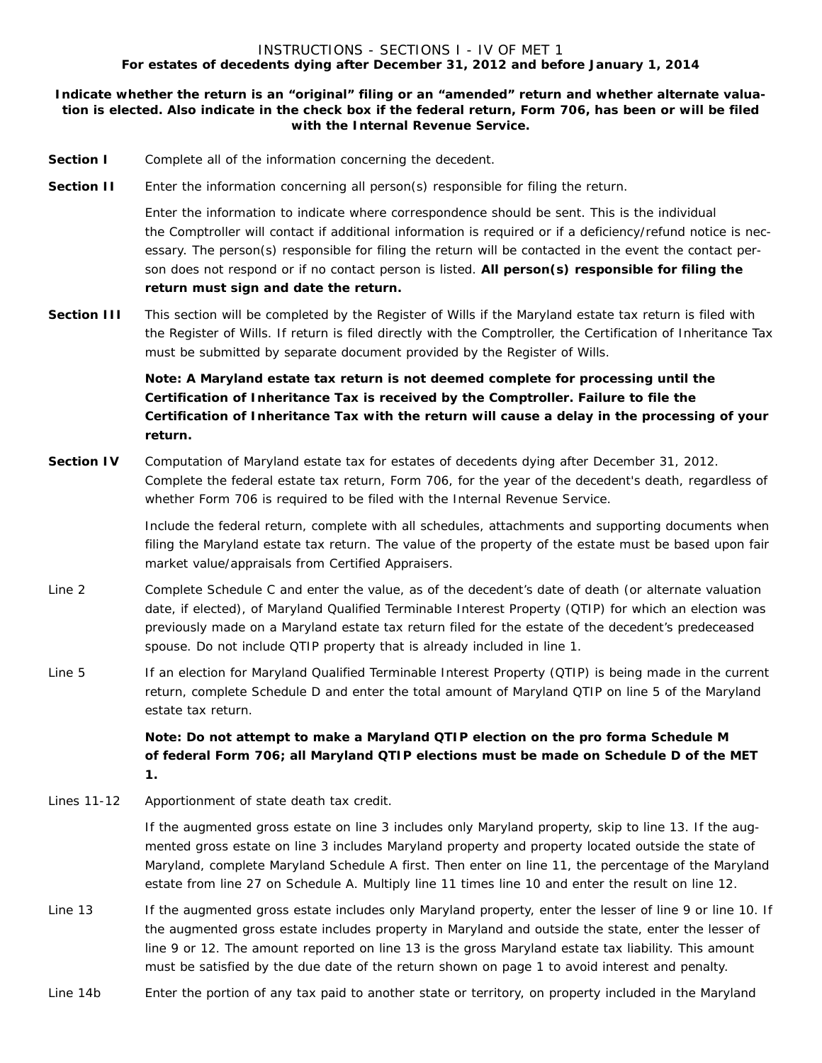# INSTRUCTIONS - SECTIONS I - IV OF MET 1

**For estates of decedents dying after December 31, 2012 and before January 1, 2014**

**Indicate whether the return is an "original" filing or an "amended" return and whether alternate valuation is elected. Also indicate in the check box if the federal return, Form 706, has been or will be filed with the Internal Revenue Service.**

**Section I** Complete all of the information concerning the decedent.

**Section II** Enter the information concerning all person(s) responsible for filing the return.

Enter the information to indicate where correspondence should be sent. This is the individual the Comptroller will contact if additional information is required or if a deficiency/refund notice is necessary. The person(s) responsible for filing the return will be contacted in the event the contact person does not respond or if no contact person is listed. **All person(s) responsible for filing the return must sign and date the return.**

**Section III** This section will be completed by the Register of Wills if the Maryland estate tax return is filed with the Register of Wills. If return is filed directly with the Comptroller, the Certification of Inheritance Tax must be submitted by separate document provided by the Register of Wills.

**Note: A Maryland estate tax return is not deemed complete for processing until the Certification of Inheritance Tax is received by the Comptroller. Failure to file the Certification of Inheritance Tax with the return will cause a delay in the processing of your return.**

**Section IV** Computation of Maryland estate tax for estates of decedents dying after December 31, 2012. Complete the federal estate tax return, Form 706, for the year of the decedent's death, regardless of whether Form 706 is required to be filed with the Internal Revenue Service.

Include the federal return, complete with all schedules, attachments and supporting documents when filing the Maryland estate tax return. The value of the property of the estate must be based upon fair market value/appraisals from Certified Appraisers.

Line 2 Complete Schedule C and enter the value, as of the decedent's date of death (or alternate valuation date, if elected), of Maryland Qualified Terminable Interest Property (QTIP) for which an election was previously made on a Maryland estate tax return filed for the estate of the decedent's predeceased spouse. Do not include QTIP property that is already included in line 1.

Line 5 If an election for Maryland Qualified Terminable Interest Property (QTIP) is being made in the current return, complete Schedule D and enter the total amount of Maryland QTIP on line 5 of the Maryland estate tax return.

**Note: Do not attempt to make a Maryland QTIP election on the pro forma Schedule M of federal Form 706; all Maryland QTIP elections must be made on Schedule D of the MET 1.**

Lines 11-12 Apportionment of state death tax credit.

If the augmented gross estate on line 3 includes only Maryland property, skip to line 13. If the augmented gross estate on line 3 includes Maryland property and property located outside the state of Maryland, complete Maryland Schedule A first. Then enter on line 11, the percentage of the Maryland estate from line 27 on Schedule A. Multiply line 11 times line 10 and enter the result on line 12.

Line 13 If the augmented gross estate includes only Maryland property, enter the lesser of line 9 or line 10. If the augmented gross estate includes property in Maryland and outside the state, enter the lesser of line 9 or 12. The amount reported on line 13 is the gross Maryland estate tax liability. This amount must be satisfied by the due date of the return shown on page 1 to avoid interest and penalty.

Line 14b Enter the portion of any tax paid to another state or territory, on property included in the Maryland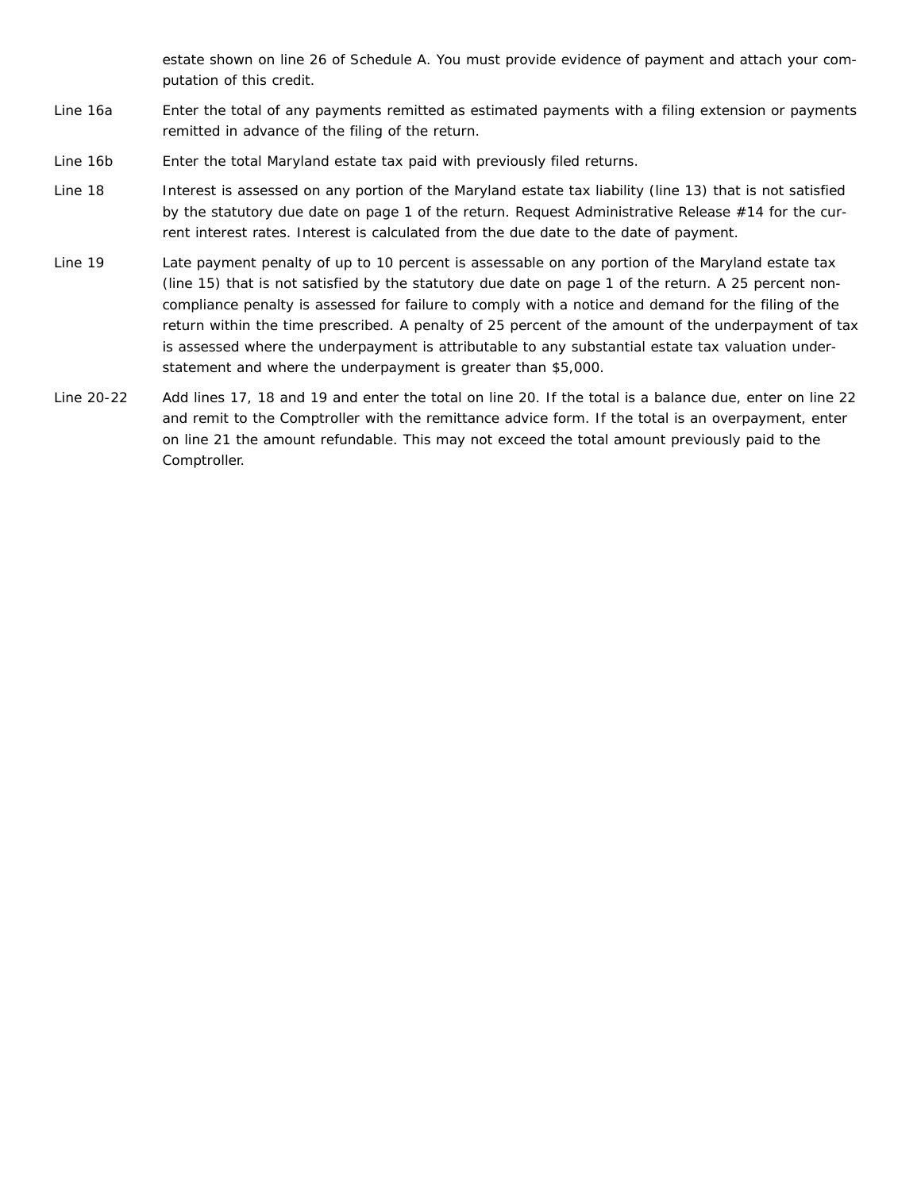estate shown on line 26 of Schedule A. You must provide evidence of payment and attach your computation of this credit.

**Line 16a** Enter the total of any payments remitted as estimated payments with a filing extension or payments remitted in advance of the filing of the return.

**Line 16b** Enter the total Maryland estate tax paid with previously filed returns.

**Line 18** Interest is assessed on any portion of the Maryland estate tax liability (line 13) that is not satisfied by the statutory due date on page 1 of the return. Request Administrative Release #14 for the current interest rates. Interest is calculated from the due date to the date of payment.

**Line 19** Late payment penalty of up to 10 percent is assessable on any portion of the Maryland estate tax (line 15) that is not satisfied by the statutory due date on page 1 of the return. A 25 percent noncompliance penalty is assessed for failure to comply with a notice and demand for the filing of the return within the time prescribed. A penalty of 25 percent of the amount of the underpayment of tax is assessed where the underpayment is attributable to any substantial estate tax valuation understatement and where the underpayment is greater than $5,000.

**Line 20-22** Add lines 17, 18 and 19 and enter the total on line 20. If the total is a balance due, enter on line 22 and remit to the Comptroller with the remittance advice form. If the total is an overpayment, enter on line 21 the amount refundable. This may not exceed the total amount previously paid to the Comptroller.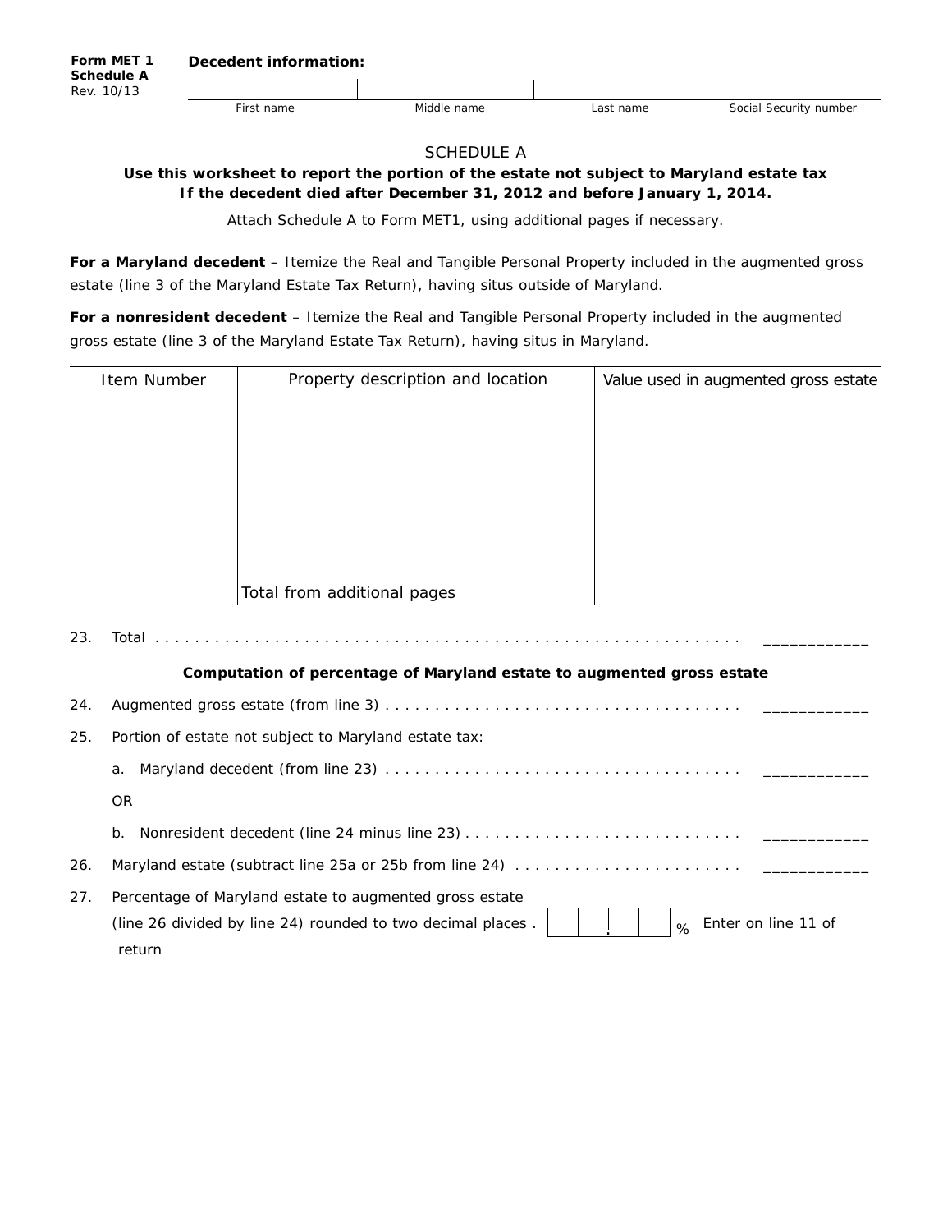**Form MET 1**
**Schedule A**
Rev. 10/13

**Decedent information:**

| First name | Middle name | Last name | Social Security number |
|---|---|---|---|
| | | | |

## SCHEDULE A

**Use this worksheet to report the portion of the estate not subject to Maryland estate tax**
**If the decedent died after December 31, 2012 and before January 1, 2014.**

Attach Schedule A to Form MET1, using additional pages if necessary.

**For a Maryland decedent** – Itemize the Real and Tangible Personal Property included in the augmented gross estate (line 3 of the Maryland Estate Tax Return), having situs outside of Maryland.

**For a nonresident decedent** – Itemize the Real and Tangible Personal Property included in the augmented gross estate (line 3 of the Maryland Estate Tax Return), having situs in Maryland.

| Item Number | Property description and location | Value used in augmented gross estate |
|---|---|---|
| | | |
| | Total from additional pages | |

23. Total . . . . . . . . . . . . . . . . . . . . . . . . . . . . . . . . . . . . . . . . . . . . . . . . . . . . . . . . . . . ____________

**Computation of percentage of Maryland estate to augmented gross estate**

24. Augmented gross estate (from line 3) . . . . . . . . . . . . . . . . . . . . . . . . . . . . . . . . . . . ____________

25. Portion of estate not subject to Maryland estate tax:

a. Maryland decedent (from line 23) . . . . . . . . . . . . . . . . . . . . . . . . . . . . . . . . . . . . ____________

OR

b. Nonresident decedent (line 24 minus line 23) . . . . . . . . . . . . . . . . . . . . . . . . . . . . ____________

26. Maryland estate (subtract line 25a or 25b from line 24) . . . . . . . . . . . . . . . . . . . . . . . ____________

27. Percentage of Maryland estate to augmented gross estate
(line 26 divided by line 24) rounded to two decimal places . [ ][ ].[ ][ ] % Enter on line 11 of return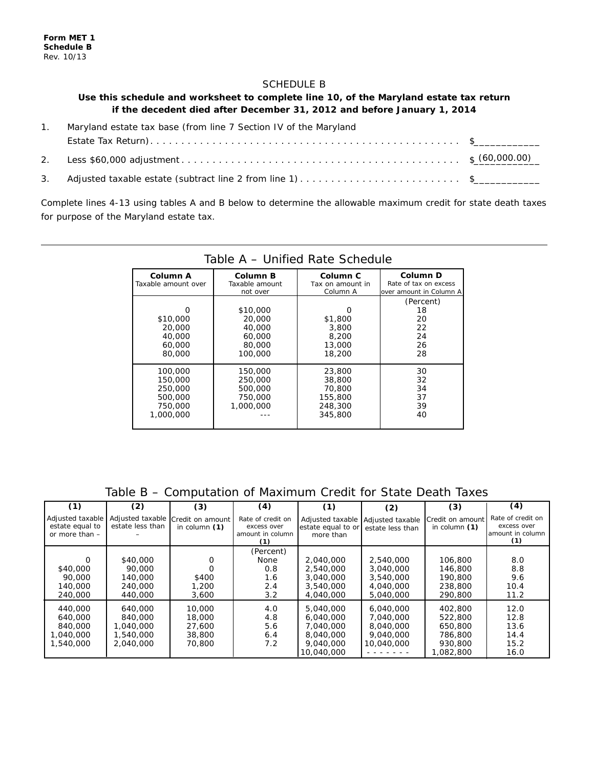**Form MET 1**
**Schedule B**
Rev. 10/13

# SCHEDULE B

**Use this schedule and worksheet to complete line 10, of the Maryland estate tax return if the decedent died after December 31, 2012 and before January 1, 2014**

1. Maryland estate tax base (from line 7 Section IV of the Maryland Estate Tax Return) . . . . . . . . . . . . . . . . . . . . . . . . . . . . . . . . . . . . . . . . . . . . . . . . . $___________
2. Less $60,000 adjustment . . . . . . . . . . . . . . . . . . . . . . . . . . . . . . . . . . . . . . . . . . . . . $ (60,000.00)
3. Adjusted taxable estate (subtract line 2 from line 1) . . . . . . . . . . . . . . . . . . . . . . . . . . $___________

Complete lines 4-13 using tables A and B below to determine the allowable maximum credit for state death taxes for purpose of the Maryland estate tax.

## Table A – Unified Rate Schedule

| Column A Taxable amount over | Column B Taxable amount not over | Column C Tax on amount in Column A | Column D Rate of tax on excess over amount in Column A (Percent) |
|---|---|---|---|
| 0 | $10,000 | 0 | 18 |
| $10,000 | 20,000 | $1,800 | 20 |
| 20,000 | 40,000 | 3,800 | 22 |
| 40,000 | 60,000 | 8,200 | 24 |
| 60,000 | 80,000 | 13,000 | 26 |
| 80,000 | 100,000 | 18,200 | 28 |
| 100,000 | 150,000 | 23,800 | 30 |
| 150,000 | 250,000 | 38,800 | 32 |
| 250,000 | 500,000 | 70,800 | 34 |
| 500,000 | 750,000 | 155,800 | 37 |
| 750,000 | 1,000,000 | 248,300 | 39 |
| 1,000,000 | --- | 345,800 | 40 |

## Table B – Computation of Maximum Credit for State Death Taxes

| (1) Adjusted taxable estate equal to or more than – | (2) Adjusted taxable estate less than – | (3) Credit on amount in column (1) | (4) Rate of credit on excess over amount in column (1) (Percent) | (1) Adjusted taxable estate equal to or more than | (2) Adjusted taxable estate less than | (3) Credit on amount in column (1) | (4) Rate of credit on excess over amount in column (1) |
|---|---|---|---|---|---|---|---|
| 0 | $40,000 | 0 | None | 2,040,000 | 2,540,000 | 106,800 | 8.0 |
| $40,000 | 90,000 | 0 | 0.8 | 2,540,000 | 3,040,000 | 146,800 | 8.8 |
| 90,000 | 140,000 | $400 | 1.6 | 3,040,000 | 3,540,000 | 190,800 | 9.6 |
| 140,000 | 240,000 | 1,200 | 2.4 | 3,540,000 | 4,040,000 | 238,800 | 10.4 |
| 240,000 | 440,000 | 3,600 | 3.2 | 4,040,000 | 5,040,000 | 290,800 | 11.2 |
| 440,000 | 640,000 | 10,000 | 4.0 | 5,040,000 | 6,040,000 | 402,800 | 12.0 |
| 640,000 | 840,000 | 18,000 | 4.8 | 6,040,000 | 7,040,000 | 522,800 | 12.8 |
| 840,000 | 1,040,000 | 27,600 | 5.6 | 7,040,000 | 8,040,000 | 650,800 | 13.6 |
| 1,040,000 | 1,540,000 | 38,800 | 6.4 | 8,040,000 | 9,040,000 | 786,800 | 14.4 |
| 1,540,000 | 2,040,000 | 70,800 | 7.2 | 9,040,000 | 10,040,000 | 930,800 | 15.2 |
| | | | | 10,040,000 | - - - - - - - | 1,082,800 | 16.0 |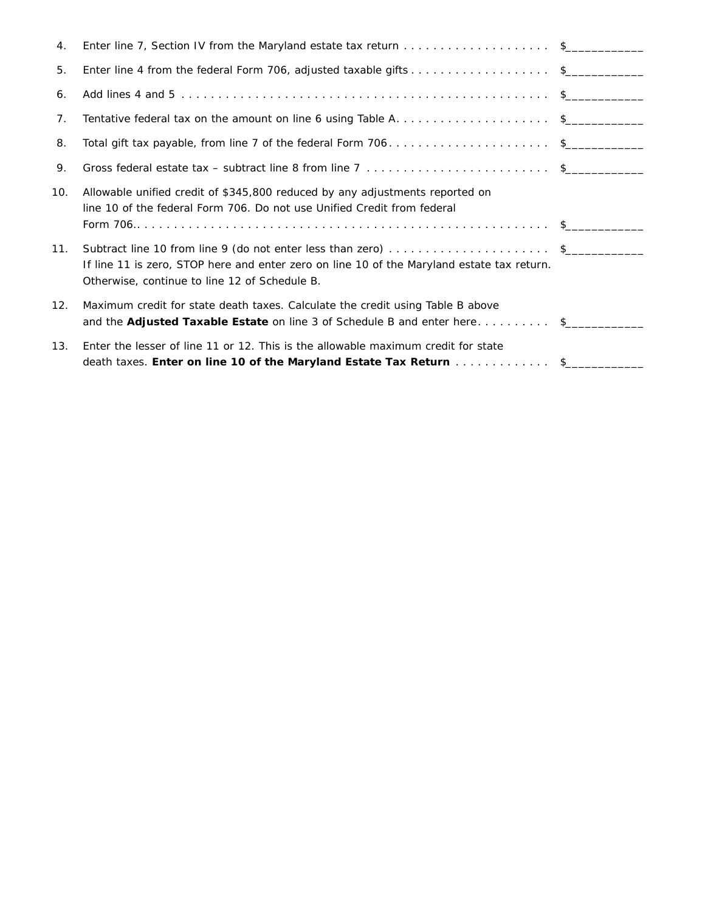4. Enter line 7, Section IV from the Maryland estate tax return . . . . . . . . . . . . . . . . . . . . $____________

5. Enter line 4 from the federal Form 706, adjusted taxable gifts . . . . . . . . . . . . . . . . . . . $____________

6. Add lines 4 and 5 . . . . . . . . . . . . . . . . . . . . . . . . . . . . . . . . . . . . . . . . . . . . . . . . . . $____________

7. Tentative federal tax on the amount on line 6 using Table A. . . . . . . . . . . . . . . . . . . . . $____________

8. Total gift tax payable, from line 7 of the federal Form 706 . . . . . . . . . . . . . . . . . . . . . . $____________

9. Gross federal estate tax – subtract line 8 from line 7 . . . . . . . . . . . . . . . . . . . . . . . . . $____________

10. Allowable unified credit of $345,800 reduced by any adjustments reported on line 10 of the federal Form 706. Do not use Unified Credit from federal Form 706.. . . . . . . . . . . . . . . . . . . . . . . . . . . . . . . . . . . . . . . . . . . . . . . . . . . . . . . . $____________

11. Subtract line 10 from line 9 (do not enter less than zero) . . . . . . . . . . . . . . . . . . . . . . $____________
If line 11 is zero, STOP here and enter zero on line 10 of the Maryland estate tax return. Otherwise, continue to line 12 of Schedule B.

12. Maximum credit for state death taxes. Calculate the credit using Table B above and the **Adjusted Taxable Estate** on line 3 of Schedule B and enter here. . . . . . . . . . $____________

13. Enter the lesser of line 11 or 12. This is the allowable maximum credit for state death taxes. **Enter on line 10 of the Maryland Estate Tax Return** . . . . . . . . . . . . . $____________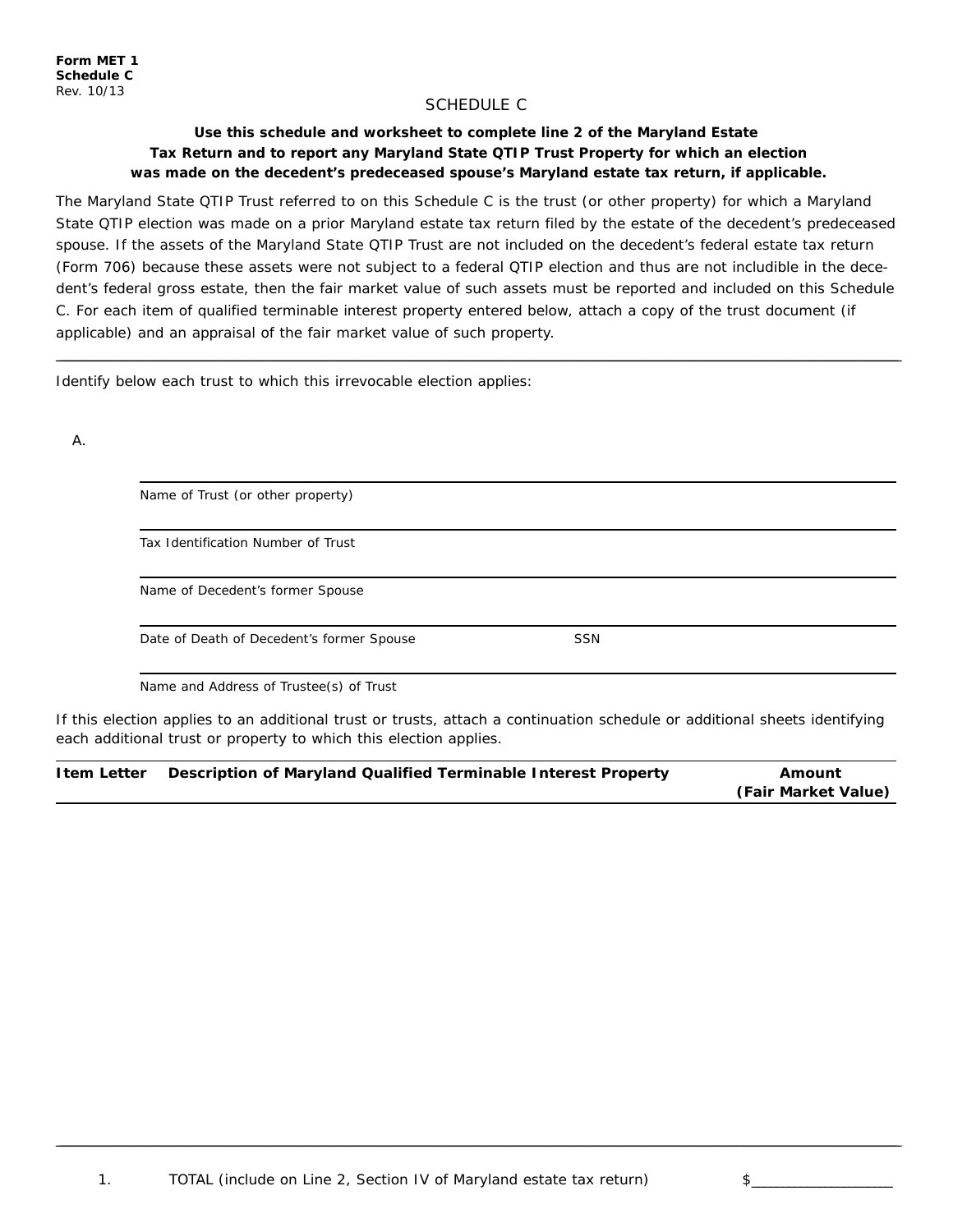**Form MET 1**
**Schedule C**
Rev. 10/13

# SCHEDULE C

**Use this schedule and worksheet to complete line 2 of the Maryland Estate Tax Return and to report any Maryland State QTIP Trust Property for which an election was made on the decedent's predeceased spouse's Maryland estate tax return, if applicable.**

The Maryland State QTIP Trust referred to on this Schedule C is the trust (or other property) for which a Maryland State QTIP election was made on a prior Maryland estate tax return filed by the estate of the decedent's predeceased spouse. If the assets of the Maryland State QTIP Trust are not included on the decedent's federal estate tax return (Form 706) because these assets were not subject to a federal QTIP election and thus are not includible in the decedent's federal gross estate, then the fair market value of such assets must be reported and included on this Schedule C. For each item of qualified terminable interest property entered below, attach a copy of the trust document (if applicable) and an appraisal of the fair market value of such property.

---

Identify below each trust to which this irrevocable election applies:

A.

\_\_\_\_\_\_\_\_\_\_\_\_\_\_\_\_\_\_\_\_\_\_\_\_\_\_\_\_\_\_\_\_\_\_\_\_\_\_\_\_
Name of Trust (or other property)

\_\_\_\_\_\_\_\_\_\_\_\_\_\_\_\_\_\_\_\_\_\_\_\_\_\_\_\_\_\_\_\_\_\_\_\_\_\_\_\_
Tax Identification Number of Trust

\_\_\_\_\_\_\_\_\_\_\_\_\_\_\_\_\_\_\_\_\_\_\_\_\_\_\_\_\_\_\_\_\_\_\_\_\_\_\_\_
Name of Decedent's former Spouse

\_\_\_\_\_\_\_\_\_\_\_\_\_\_\_\_\_\_\_\_\_\_\_\_\_\_\_\_\_\_\_\_\_\_\_\_\_\_\_\_
Date of Death of Decedent's former Spouse SSN

\_\_\_\_\_\_\_\_\_\_\_\_\_\_\_\_\_\_\_\_\_\_\_\_\_\_\_\_\_\_\_\_\_\_\_\_\_\_\_\_
Name and Address of Trustee(s) of Trust

If this election applies to an additional trust or trusts, attach a continuation schedule or additional sheets identifying each additional trust or property to which this election applies.

| Item Letter | Description of Maryland Qualified Terminable Interest Property | Amount (Fair Market Value) |
|---|---|---|
| | | |

1. TOTAL (include on Line 2, Section IV of Maryland estate tax return) $\_\_\_\_\_\_\_\_\_\_\_\_\_\_\_\_\_\_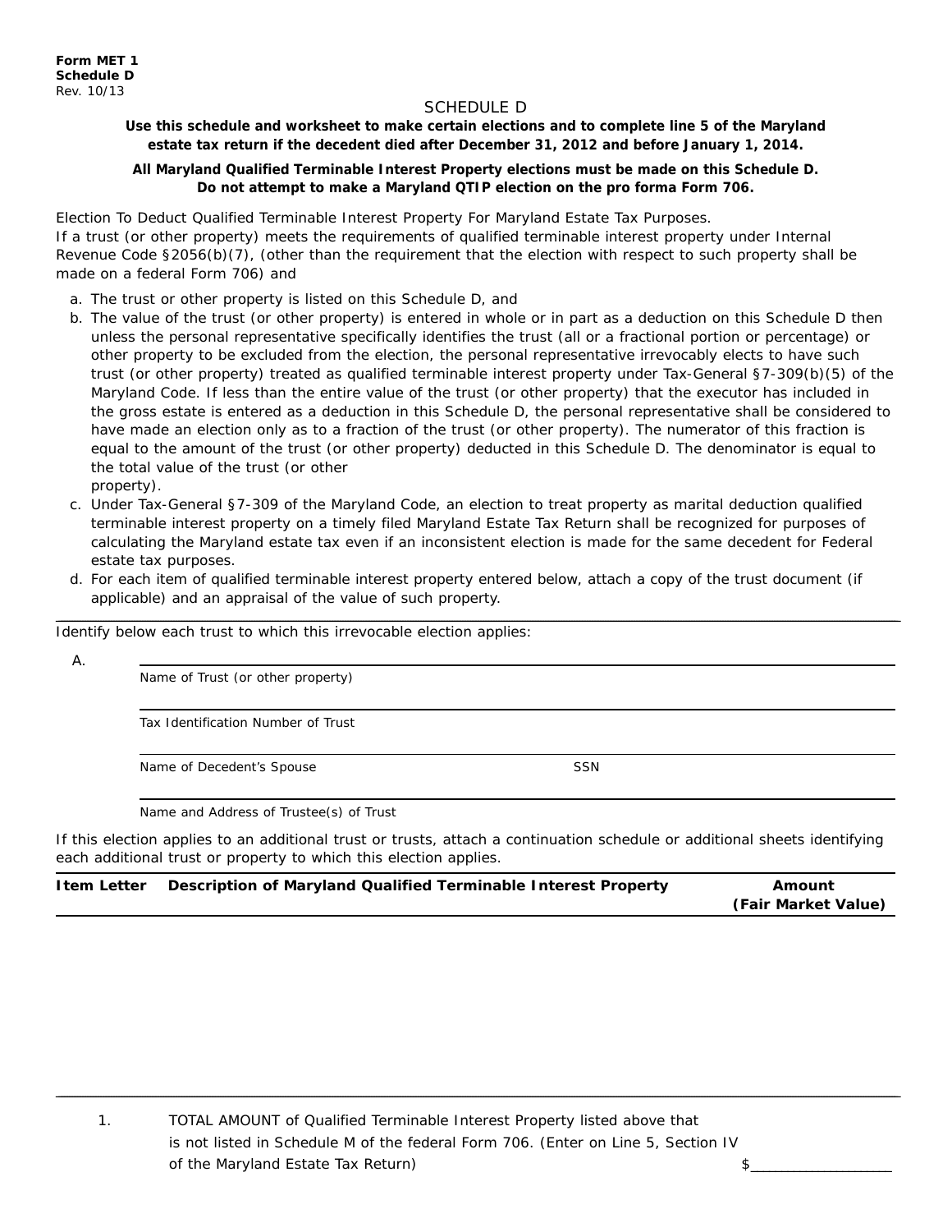**Form MET 1**
**Schedule D**
Rev. 10/13

# SCHEDULE D

**Use this schedule and worksheet to make certain elections and to complete line 5 of the Maryland estate tax return if the decedent died after December 31, 2012 and before January 1, 2014.**

**All Maryland Qualified Terminable Interest Property elections must be made on this Schedule D. Do not attempt to make a Maryland QTIP election on the pro forma Form 706.**

Election To Deduct Qualified Terminable Interest Property For Maryland Estate Tax Purposes.
If a trust (or other property) meets the requirements of qualified terminable interest property under Internal Revenue Code §2056(b)(7), (other than the requirement that the election with respect to such property shall be made on a federal Form 706) and

a. The trust or other property is listed on this Schedule D, and
b. The value of the trust (or other property) is entered in whole or in part as a deduction on this Schedule D then unless the personal representative specifically identifies the trust (all or a fractional portion or percentage) or other property to be excluded from the election, the personal representative irrevocably elects to have such trust (or other property) treated as qualified terminable interest property under Tax-General §7-309(b)(5) of the Maryland Code. If less than the entire value of the trust (or other property) that the executor has included in the gross estate is entered as a deduction in this Schedule D, the personal representative shall be considered to have made an election only as to a fraction of the trust (or other property). The numerator of this fraction is equal to the amount of the trust (or other property) deducted in this Schedule D. The denominator is equal to the total value of the trust (or other property).
c. Under Tax-General §7-309 of the Maryland Code, an election to treat property as marital deduction qualified terminable interest property on a timely filed Maryland Estate Tax Return shall be recognized for purposes of calculating the Maryland estate tax even if an inconsistent election is made for the same decedent for Federal estate tax purposes.
d. For each item of qualified terminable interest property entered below, attach a copy of the trust document (if applicable) and an appraisal of the value of such property.

Identify below each trust to which this irrevocable election applies:

A. ______________________________________________
Name of Trust (or other property)

______________________________________________
Tax Identification Number of Trust

______________________________________________
Name of Decedent's Spouse SSN

______________________________________________
Name and Address of Trustee(s) of Trust

If this election applies to an additional trust or trusts, attach a continuation schedule or additional sheets identifying each additional trust or property to which this election applies.

| Item Letter | Description of Maryland Qualified Terminable Interest Property | Amount (Fair Market Value) |
|---|---|---|
| | | |

1. TOTAL AMOUNT of Qualified Terminable Interest Property listed above that is not listed in Schedule M of the federal Form 706. (Enter on Line 5, Section IV of the Maryland Estate Tax Return) $__________________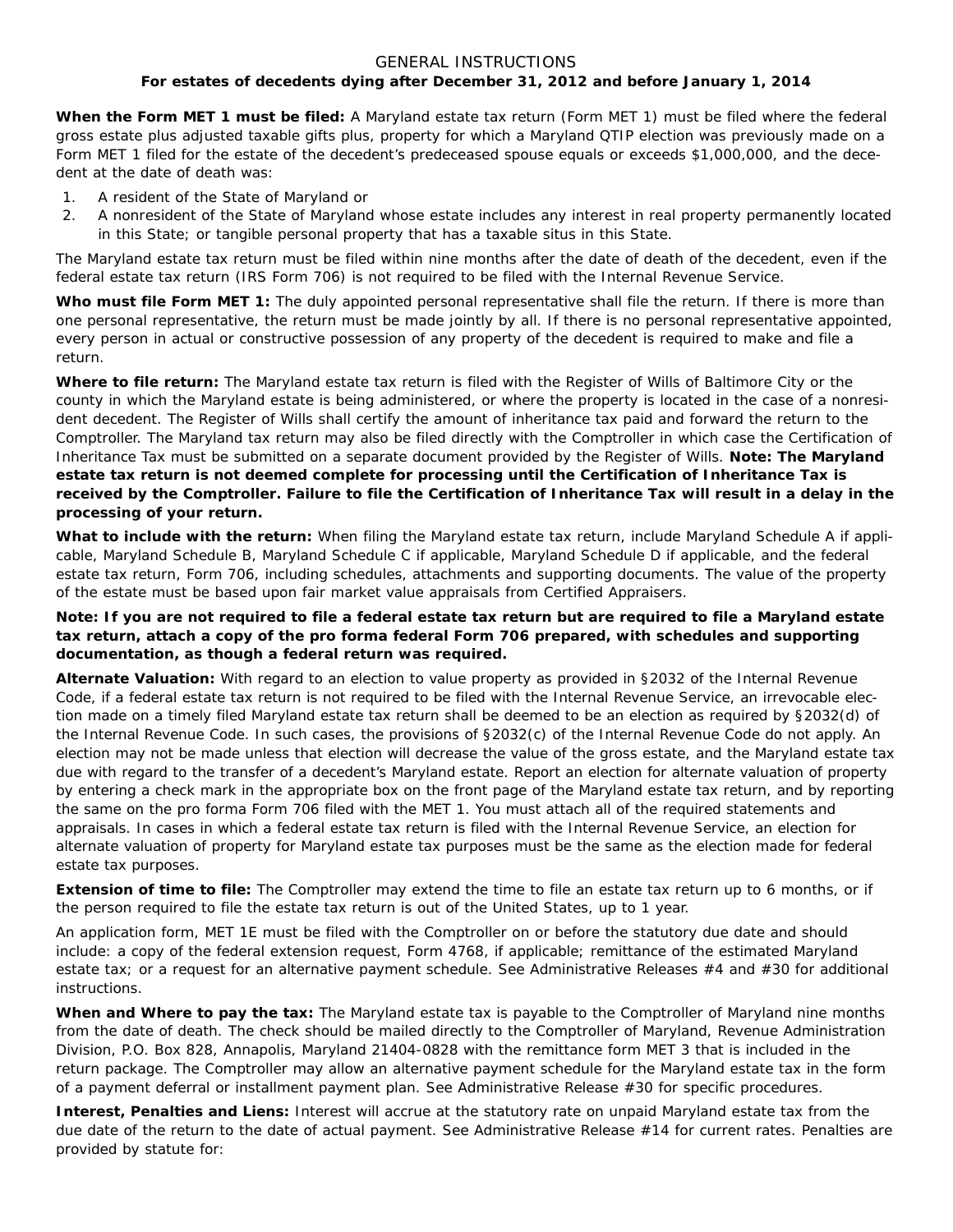# GENERAL INSTRUCTIONS

## For estates of decedents dying after December 31, 2012 and before January 1, 2014

**When the Form MET 1 must be filed:** A Maryland estate tax return (Form MET 1) must be filed where the federal gross estate plus adjusted taxable gifts plus, property for which a Maryland QTIP election was previously made on a Form MET 1 filed for the estate of the decedent's predeceased spouse equals or exceeds $1,000,000, and the decedent at the date of death was:

1. A resident of the State of Maryland or
2. A nonresident of the State of Maryland whose estate includes any interest in real property permanently located in this State; or tangible personal property that has a taxable situs in this State.

The Maryland estate tax return must be filed within nine months after the date of death of the decedent, even if the federal estate tax return (IRS Form 706) is not required to be filed with the Internal Revenue Service.

**Who must file Form MET 1:** The duly appointed personal representative shall file the return. If there is more than one personal representative, the return must be made jointly by all. If there is no personal representative appointed, every person in actual or constructive possession of any property of the decedent is required to make and file a return.

**Where to file return:** The Maryland estate tax return is filed with the Register of Wills of Baltimore City or the county in which the Maryland estate is being administered, or where the property is located in the case of a nonresident decedent. The Register of Wills shall certify the amount of inheritance tax paid and forward the return to the Comptroller. The Maryland tax return may also be filed directly with the Comptroller in which case the Certification of Inheritance Tax must be submitted on a separate document provided by the Register of Wills. **Note: The Maryland estate tax return is not deemed complete for processing until the Certification of Inheritance Tax is received by the Comptroller. Failure to file the Certification of Inheritance Tax will result in a delay in the processing of your return.**

**What to include with the return:** When filing the Maryland estate tax return, include Maryland Schedule A if applicable, Maryland Schedule B, Maryland Schedule C if applicable, Maryland Schedule D if applicable, and the federal estate tax return, Form 706, including schedules, attachments and supporting documents. The value of the property of the estate must be based upon fair market value appraisals from Certified Appraisers.

**Note: If you are not required to file a federal estate tax return but are required to file a Maryland estate tax return, attach a copy of the pro forma federal Form 706 prepared, with schedules and supporting documentation, as though a federal return was required.**

**Alternate Valuation:** With regard to an election to value property as provided in §2032 of the Internal Revenue Code, if a federal estate tax return is not required to be filed with the Internal Revenue Service, an irrevocable election made on a timely filed Maryland estate tax return shall be deemed to be an election as required by §2032(d) of the Internal Revenue Code. In such cases, the provisions of §2032(c) of the Internal Revenue Code do not apply. An election may not be made unless that election will decrease the value of the gross estate, and the Maryland estate tax due with regard to the transfer of a decedent's Maryland estate. Report an election for alternate valuation of property by entering a check mark in the appropriate box on the front page of the Maryland estate tax return, and by reporting the same on the pro forma Form 706 filed with the MET 1. You must attach all of the required statements and appraisals. In cases in which a federal estate tax return is filed with the Internal Revenue Service, an election for alternate valuation of property for Maryland estate tax purposes must be the same as the election made for federal estate tax purposes.

**Extension of time to file:** The Comptroller may extend the time to file an estate tax return up to 6 months, or if the person required to file the estate tax return is out of the United States, up to 1 year.

An application form, MET 1E must be filed with the Comptroller on or before the statutory due date and should include: a copy of the federal extension request, Form 4768, if applicable; remittance of the estimated Maryland estate tax; or a request for an alternative payment schedule. See Administrative Releases #4 and #30 for additional instructions.

**When and Where to pay the tax:** The Maryland estate tax is payable to the Comptroller of Maryland nine months from the date of death. The check should be mailed directly to the Comptroller of Maryland, Revenue Administration Division, P.O. Box 828, Annapolis, Maryland 21404-0828 with the remittance form MET 3 that is included in the return package. The Comptroller may allow an alternative payment schedule for the Maryland estate tax in the form of a payment deferral or installment payment plan. See Administrative Release #30 for specific procedures.

**Interest, Penalties and Liens:** Interest will accrue at the statutory rate on unpaid Maryland estate tax from the due date of the return to the date of actual payment. See Administrative Release #14 for current rates. Penalties are provided by statute for: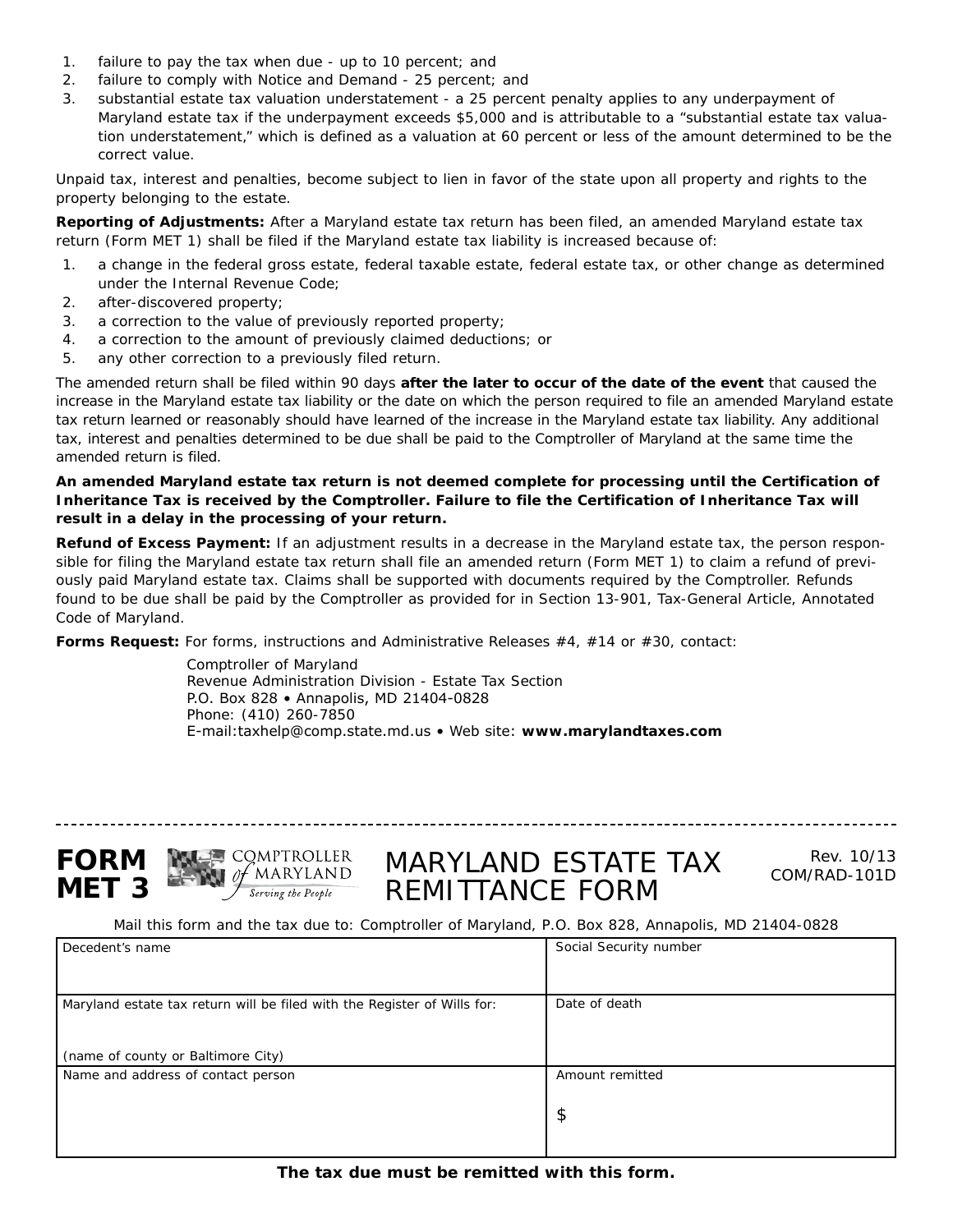1. failure to pay the tax when due - up to 10 percent; and
2. failure to comply with Notice and Demand - 25 percent; and
3. substantial estate tax valuation understatement - a 25 percent penalty applies to any underpayment of Maryland estate tax if the underpayment exceeds $5,000 and is attributable to a "substantial estate tax valuation understatement," which is defined as a valuation at 60 percent or less of the amount determined to be the correct value.

Unpaid tax, interest and penalties, become subject to lien in favor of the state upon all property and rights to the property belonging to the estate.

**Reporting of Adjustments:** After a Maryland estate tax return has been filed, an amended Maryland estate tax return (Form MET 1) shall be filed if the Maryland estate tax liability is increased because of:

1. a change in the federal gross estate, federal taxable estate, federal estate tax, or other change as determined under the Internal Revenue Code;
2. after-discovered property;
3. a correction to the value of previously reported property;
4. a correction to the amount of previously claimed deductions; or
5. any other correction to a previously filed return.

The amended return shall be filed within 90 days **after the later to occur of the date of the event** that caused the increase in the Maryland estate tax liability or the date on which the person required to file an amended Maryland estate tax return learned or reasonably should have learned of the increase in the Maryland estate tax liability. Any additional tax, interest and penalties determined to be due shall be paid to the Comptroller of Maryland at the same time the amended return is filed.

**An amended Maryland estate tax return is not deemed complete for processing until the Certification of Inheritance Tax is received by the Comptroller. Failure to file the Certification of Inheritance Tax will result in a delay in the processing of your return.**

**Refund of Excess Payment:** If an adjustment results in a decrease in the Maryland estate tax, the person responsible for filing the Maryland estate tax return shall file an amended return (Form MET 1) to claim a refund of previously paid Maryland estate tax. Claims shall be supported with documents required by the Comptroller. Refunds found to be due shall be paid by the Comptroller as provided for in Section 13-901, Tax-General Article, Annotated Code of Maryland.

**Forms Request:** For forms, instructions and Administrative Releases #4, #14 or #30, contact:

Comptroller of Maryland
Revenue Administration Division - Estate Tax Section
P.O. Box 828 • Annapolis, MD 21404-0828
Phone: (410) 260-7850
E-mail:taxhelp@comp.state.md.us • Web site: **www.marylandtaxes.com**

---

# FORM MET 3

COMPTROLLER of MARYLAND
*Serving the People*

## MARYLAND ESTATE TAX REMITTANCE FORM

Rev. 10/13
COM/RAD-101D

Mail this form and the tax due to: Comptroller of Maryland, P.O. Box 828, Annapolis, MD 21404-0828

| | |
|---|---|
| Decedent's name | Social Security number |
| Maryland estate tax return will be filed with the Register of Wills for:<br><br>(name of county or Baltimore City) | Date of death |
| Name and address of contact person | Amount remitted<br><br>$ |

**The tax due must be remitted with this form.**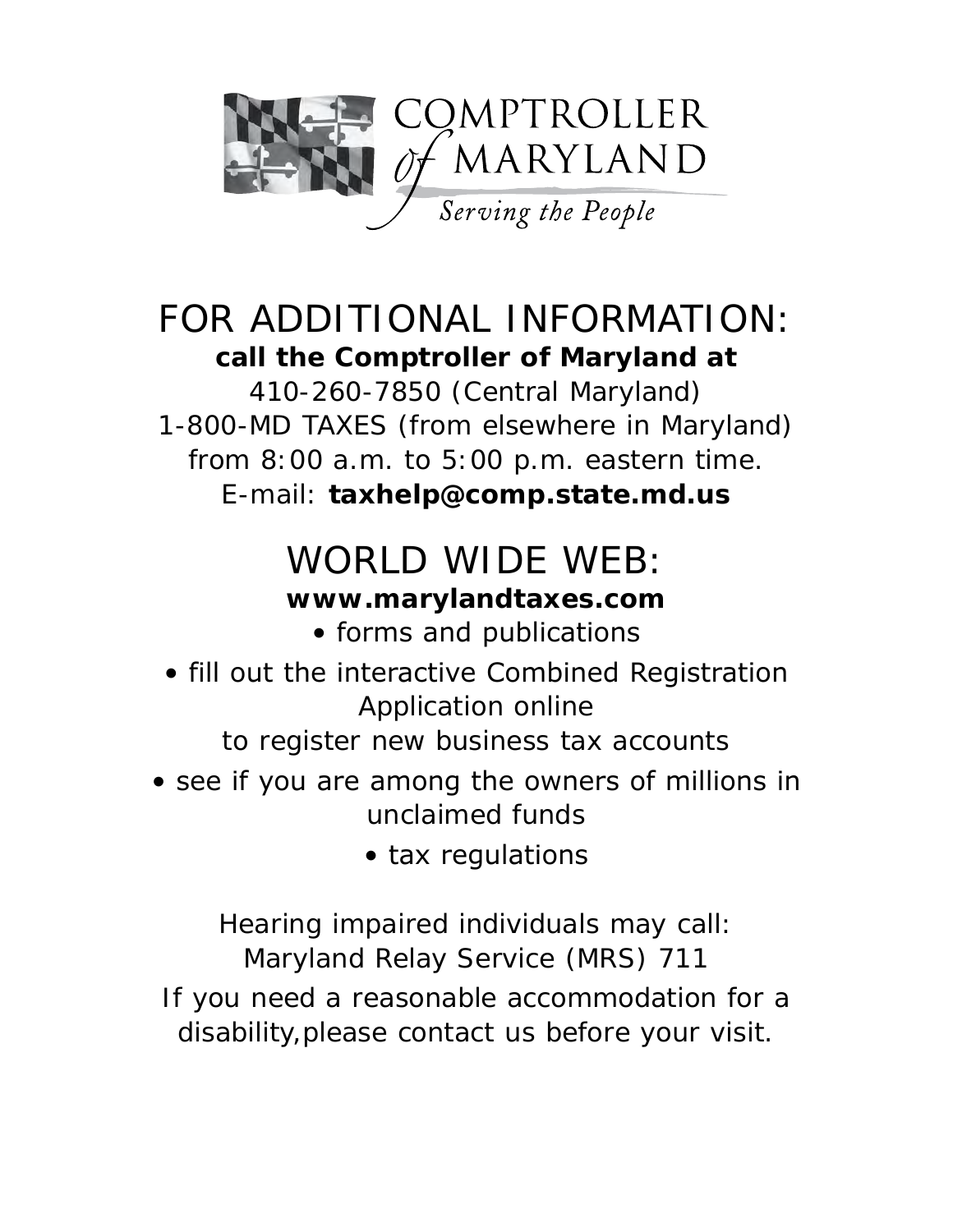COMPTROLLER of MARYLAND

*Serving the People*

# FOR ADDITIONAL INFORMATION:

**call the Comptroller of Maryland at**

410-260-7850 (Central Maryland)

1-800-MD TAXES (from elsewhere in Maryland)

from 8:00 a.m. to 5:00 p.m. eastern time.

E-mail: **taxhelp@comp.state.md.us**

# WORLD WIDE WEB:

**www.marylandtaxes.com**

- forms and publications
- fill out the interactive Combined Registration Application online to register new business tax accounts
- see if you are among the owners of millions in unclaimed funds
- tax regulations

Hearing impaired individuals may call: Maryland Relay Service (MRS) 711

If you need a reasonable accommodation for a disability,please contact us before your visit.